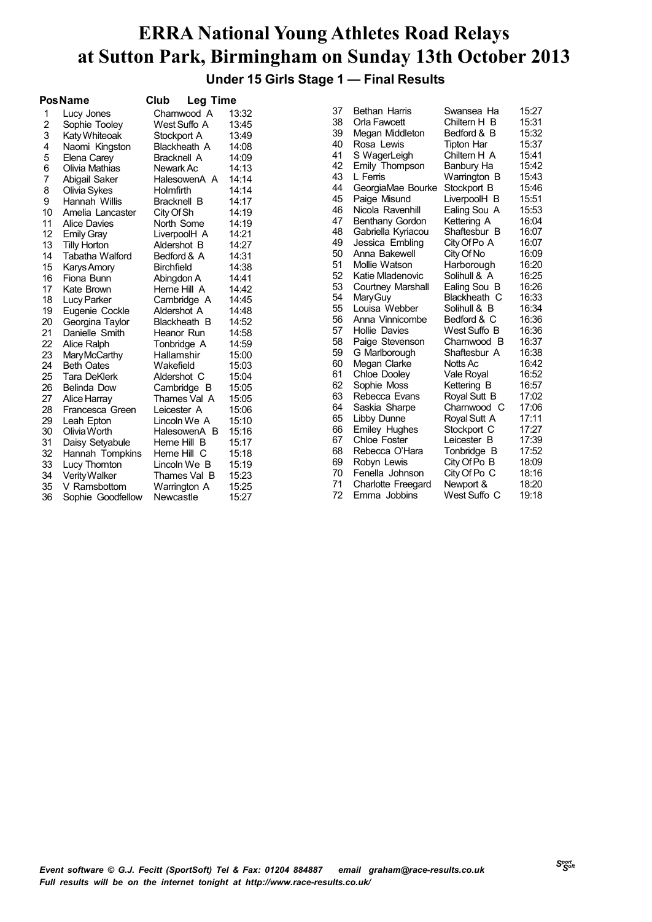# ERRA National Young Athletes Road Relays at Sutton Park, Birmingham on Sunday 13th October 2013

### Under 15 Girls Stage 1 — Final Results

| Pos | Name | Club | Leg Time |
|---|---|---|---|
| 1 | Lucy Jones | Charnwood A | 13:32 |
| 2 | Sophie Tooley | West Suffo A | 13:45 |
| 3 | Katy Whiteoak | Stockport A | 13:49 |
| 4 | Naomi Kingston | Blackheath A | 14:08 |
| 5 | Elena Carey | Bracknell A | 14:09 |
| 6 | Olivia Mathias | Newark Ac | 14:13 |
| 7 | Abigail Saker | HalesowenA A | 14:14 |
| 8 | Olivia Sykes | Holmfirth | 14:14 |
| 9 | Hannah Willis | Bracknell B | 14:17 |
| 10 | Amelia Lancaster | City Of Sh | 14:19 |
| 11 | Alice Davies | North Some | 14:19 |
| 12 | Emily Gray | LiverpoolH A | 14:21 |
| 13 | Tilly Horton | Aldershot B | 14:27 |
| 14 | Tabatha Walford | Bedford & A | 14:31 |
| 15 | Karys Amory | Birchfield | 14:38 |
| 16 | Fiona Bunn | Abingdon A | 14:41 |
| 17 | Kate Brown | Herne Hill A | 14:42 |
| 18 | Lucy Parker | Cambridge A | 14:45 |
| 19 | Eugenie Cockle | Aldershot A | 14:48 |
| 20 | Georgina Taylor | Blackheath B | 14:52 |
| 21 | Danielle Smith | Heanor Run | 14:58 |
| 22 | Alice Ralph | Tonbridge A | 14:59 |
| 23 | Mary McCarthy | Hallamshir | 15:00 |
| 24 | Beth Oates | Wakefield | 15:03 |
| 25 | Tara DeKlerk | Aldershot C | 15:04 |
| 26 | Belinda Dow | Cambridge B | 15:05 |
| 27 | Alice Harray | Thames Val A | 15:05 |
| 28 | Francesca Green | Leicester A | 15:06 |
| 29 | Leah Epton | Lincoln We A | 15:10 |
| 30 | Olivia Worth | HalesowenA B | 15:16 |
| 31 | Daisy Setyabule | Herne Hill B | 15:17 |
| 32 | Hannah Tompkins | Herne Hill C | 15:18 |
| 33 | Lucy Thornton | Lincoln We B | 15:19 |
| 34 | Verity Walker | Thames Val B | 15:23 |
| 35 | V Ramsbottom | Warrington A | 15:25 |
| 36 | Sophie Goodfellow | Newcastle | 15:27 |
| 37 | Bethan Harris | Swansea Ha | 15:27 |
| 38 | Orla Fawcett | Chiltern H B | 15:31 |
| 39 | Megan Middleton | Bedford & B | 15:32 |
| 40 | Rosa Lewis | Tipton Har | 15:37 |
| 41 | S WagerLeigh | Chiltern H A | 15:41 |
| 42 | Emily Thompson | Banbury Ha | 15:42 |
| 43 | L Ferris | Warrington B | 15:43 |
| 44 | GeorgiaMae Bourke | Stockport B | 15:46 |
| 45 | Paige Misund | LiverpoolH B | 15:51 |
| 46 | Nicola Ravenhill | Ealing Sou A | 15:53 |
| 47 | Benthany Gordon | Kettering A | 16:04 |
| 48 | Gabriella Kyriacou | Shaftesbur B | 16:07 |
| 49 | Jessica Embling | City Of Po A | 16:07 |
| 50 | Anna Bakewell | City Of No | 16:09 |
| 51 | Mollie Watson | Harborough | 16:20 |
| 52 | Katie Mladenovic | Solihull & A | 16:25 |
| 53 | Courtney Marshall | Ealing Sou B | 16:26 |
| 54 | Mary Guy | Blackheath C | 16:33 |
| 55 | Louisa Webber | Solihull & B | 16:34 |
| 56 | Anna Vinnicombe | Bedford & C | 16:36 |
| 57 | Hollie Davies | West Suffo B | 16:36 |
| 58 | Paige Stevenson | Charnwood B | 16:37 |
| 59 | G Marlborough | Shaftesbur A | 16:38 |
| 60 | Megan Clarke | Notts Ac | 16:42 |
| 61 | Chloe Dooley | Vale Royal | 16:52 |
| 62 | Sophie Moss | Kettering B | 16:57 |
| 63 | Rebecca Evans | Royal Sutt B | 17:02 |
| 64 | Saskia Sharpe | Charnwood C | 17:06 |
| 65 | Libby Dunne | Royal Sutt A | 17:11 |
| 66 | Emiley Hughes | Stockport C | 17:27 |
| 67 | Chloe Foster | Leicester B | 17:39 |
| 68 | Rebecca O'Hara | Tonbridge B | 17:52 |
| 69 | Robyn Lewis | City Of Po B | 18:09 |
| 70 | Fenella Johnson | City Of Po C | 18:16 |
| 71 | Charlotte Freegard | Newport & | 18:20 |
| 72 | Emma Jobbins | West Suffo C | 19:18 |

*Event software © G.J. Fecitt (SportSoft) Tel & Fax: 01204 884887 email graham@race-results.co.uk*
*Full results will be on the internet tonight at http://www.race-results.co.uk/*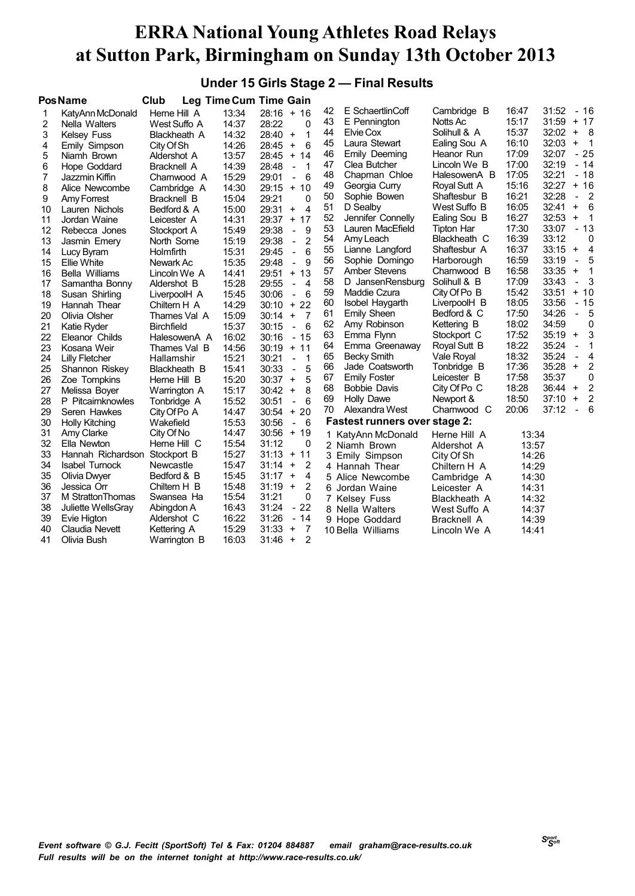# ERRA National Young Athletes Road Relays at Sutton Park, Birmingham on Sunday 13th October 2013

## Under 15 Girls Stage 2 — Final Results

| Pos | Name | Club | Leg Time | Cum Time | Gain |
|---|---|---|---|---|---|
| 1 | KatyAnn McDonald | Herne Hill A | 13:34 | 28:16 | + 16 |
| 2 | Nella Walters | West Suffo A | 14:37 | 28:22 | 0 |
| 3 | Kelsey Fuss | Blackheath A | 14:32 | 28:40 | + 1 |
| 4 | Emily Simpson | City Of Sh | 14:26 | 28:45 | + 6 |
| 5 | Niamh Brown | Aldershot A | 13:57 | 28:45 | + 14 |
| 6 | Hope Goddard | Bracknell A | 14:39 | 28:48 | - 1 |
| 7 | Jazzmin Kiffin | Charnwood A | 15:29 | 29:01 | - 6 |
| 8 | Alice Newcombe | Cambridge A | 14:30 | 29:15 | + 10 |
| 9 | Amy Forrest | Bracknell B | 15:04 | 29:21 | 0 |
| 10 | Lauren Nichols | Bedford & A | 15:00 | 29:31 | + 4 |
| 11 | Jordan Waine | Leicester A | 14:31 | 29:37 | + 17 |
| 12 | Rebecca Jones | Stockport A | 15:49 | 29:38 | - 9 |
| 13 | Jasmin Emery | North Some | 15:19 | 29:38 | - 2 |
| 14 | Lucy Byram | Holmfirth | 15:31 | 29:45 | - 6 |
| 15 | Ellie White | Newark Ac | 15:35 | 29:48 | - 9 |
| 16 | Bella Williams | Lincoln We A | 14:41 | 29:51 | + 13 |
| 17 | Samantha Bonny | Aldershot B | 15:28 | 29:55 | - 4 |
| 18 | Susan Shirling | LiverpoolH A | 15:45 | 30:06 | - 6 |
| 19 | Hannah Thear | Chiltern H A | 14:29 | 30:10 | + 22 |
| 20 | Olivia Olsher | Thames Val A | 15:09 | 30:14 | + 7 |
| 21 | Katie Ryder | Birchfield | 15:37 | 30:15 | - 6 |
| 22 | Eleanor Childs | HalesowenA A | 16:02 | 30:16 | - 15 |
| 23 | Kosana Weir | Thames Val B | 14:56 | 30:19 | + 11 |
| 24 | Lilly Fletcher | Hallamshir | 15:21 | 30:21 | - 1 |
| 25 | Shannon Riskey | Blackheath B | 15:41 | 30:33 | - 5 |
| 26 | Zoe Tompkins | Herne Hill B | 15:20 | 30:37 | + 5 |
| 27 | Melissa Boyer | Warrington A | 15:17 | 30:42 | + 8 |
| 28 | P Pitcairnknowles | Tonbridge A | 15:52 | 30:51 | - 6 |
| 29 | Seren Hawkes | City Of Po A | 14:47 | 30:54 | + 20 |
| 30 | Holly Kitching | Wakefield | 15:53 | 30:56 | - 6 |
| 31 | Amy Clarke | City Of No | 14:47 | 30:56 | + 19 |
| 32 | Ella Newton | Herne Hill C | 15:54 | 31:12 | 0 |
| 33 | Hannah Richardson | Stockport B | 15:27 | 31:13 | + 11 |
| 34 | Isabel Turnock | Newcastle | 15:47 | 31:14 | + 2 |
| 35 | Olivia Dwyer | Bedford & B | 15:45 | 31:17 | + 4 |
| 36 | Jessica Orr | Chiltern H B | 15:48 | 31:19 | + 2 |
| 37 | M StrattonThomas | Swansea Ha | 15:54 | 31:21 | 0 |
| 38 | Juliette WellsGray | Abingdon A | 16:43 | 31:24 | - 22 |
| 39 | Evie Higton | Aldershot C | 16:22 | 31:26 | - 14 |
| 40 | Claudia Nevett | Kettering A | 15:29 | 31:33 | + 7 |
| 41 | Olivia Bush | Warrington B | 16:03 | 31:46 | + 2 |
| 42 | E SchaertlinCoff | Cambridge B | 16:47 | 31:52 | - 16 |
| 43 | E Pennington | Notts Ac | 15:17 | 31:59 | + 17 |
| 44 | Elvie Cox | Solihull & A | 15:37 | 32:02 | + 8 |
| 45 | Laura Stewart | Ealing Sou A | 16:10 | 32:03 | + 1 |
| 46 | Emily Deeming | Heanor Run | 17:09 | 32:07 | - 25 |
| 47 | Clea Butcher | Lincoln We B | 17:00 | 32:19 | - 14 |
| 48 | Chapman Chloe | HalesowenA B | 17:05 | 32:21 | - 18 |
| 49 | Georgia Curry | Royal Sutt A | 15:16 | 32:27 | + 16 |
| 50 | Sophie Bowen | Shaftesbur B | 16:21 | 32:28 | - 2 |
| 51 | D Sealby | West Suffo B | 16:05 | 32:41 | + 6 |
| 52 | Jennifer Connelly | Ealing Sou B | 16:27 | 32:53 | + 1 |
| 53 | Lauren MacEfield | Tipton Har | 17:30 | 33:07 | - 13 |
| 54 | Amy Leach | Blackheath C | 16:39 | 33:12 | 0 |
| 55 | Lianne Langford | Shaftesbur A | 16:37 | 33:15 | + 4 |
| 56 | Sophie Domingo | Harborough | 16:59 | 33:19 | - 5 |
| 57 | Amber Stevens | Charnwood B | 16:58 | 33:35 | + 1 |
| 58 | D JansenRensburg | Solihull & B | 17:09 | 33:43 | - 3 |
| 59 | Maddie Czura | City Of Po B | 15:42 | 33:51 | + 10 |
| 60 | Isobel Haygarth | LiverpoolH B | 18:05 | 33:56 | - 15 |
| 61 | Emily Sheen | Bedford & C | 17:50 | 34:26 | - 5 |
| 62 | Amy Robinson | Kettering B | 18:02 | 34:59 | 0 |
| 63 | Emma Flynn | Stockport C | 17:52 | 35:19 | + 3 |
| 64 | Emma Greenaway | Royal Sutt B | 18:22 | 35:24 | - 1 |
| 65 | Becky Smith | Vale Royal | 18:32 | 35:24 | - 4 |
| 66 | Jade Coatsworth | Tonbridge B | 17:36 | 35:28 | + 2 |
| 67 | Emily Foster | Leicester B | 17:58 | 35:37 | 0 |
| 68 | Bobbie Davis | City Of Po C | 18:28 | 36:44 | + 2 |
| 69 | Holly Dawe | Newport & | 18:50 | 37:10 | + 2 |
| 70 | Alexandra West | Charnwood C | 20:06 | 37:12 | - 6 |

### Fastest runners over stage 2:

| | Name | Club | Time |
|---|---|---|---|
| 1 | KatyAnn McDonald | Herne Hill A | 13:34 |
| 2 | Niamh Brown | Aldershot A | 13:57 |
| 3 | Emily Simpson | City Of Sh | 14:26 |
| 4 | Hannah Thear | Chiltern H A | 14:29 |
| 5 | Alice Newcombe | Cambridge A | 14:30 |
| 6 | Jordan Waine | Leicester A | 14:31 |
| 7 | Kelsey Fuss | Blackheath A | 14:32 |
| 8 | Nella Walters | West Suffo A | 14:37 |
| 9 | Hope Goddard | Bracknell A | 14:39 |
| 10 | Bella Williams | Lincoln We A | 14:41 |

*Event software © G.J. Fecitt (SportSoft) Tel & Fax: 01204 884887 email graham@race-results.co.uk*
*Full results will be on the internet tonight at http://www.race-results.co.uk/*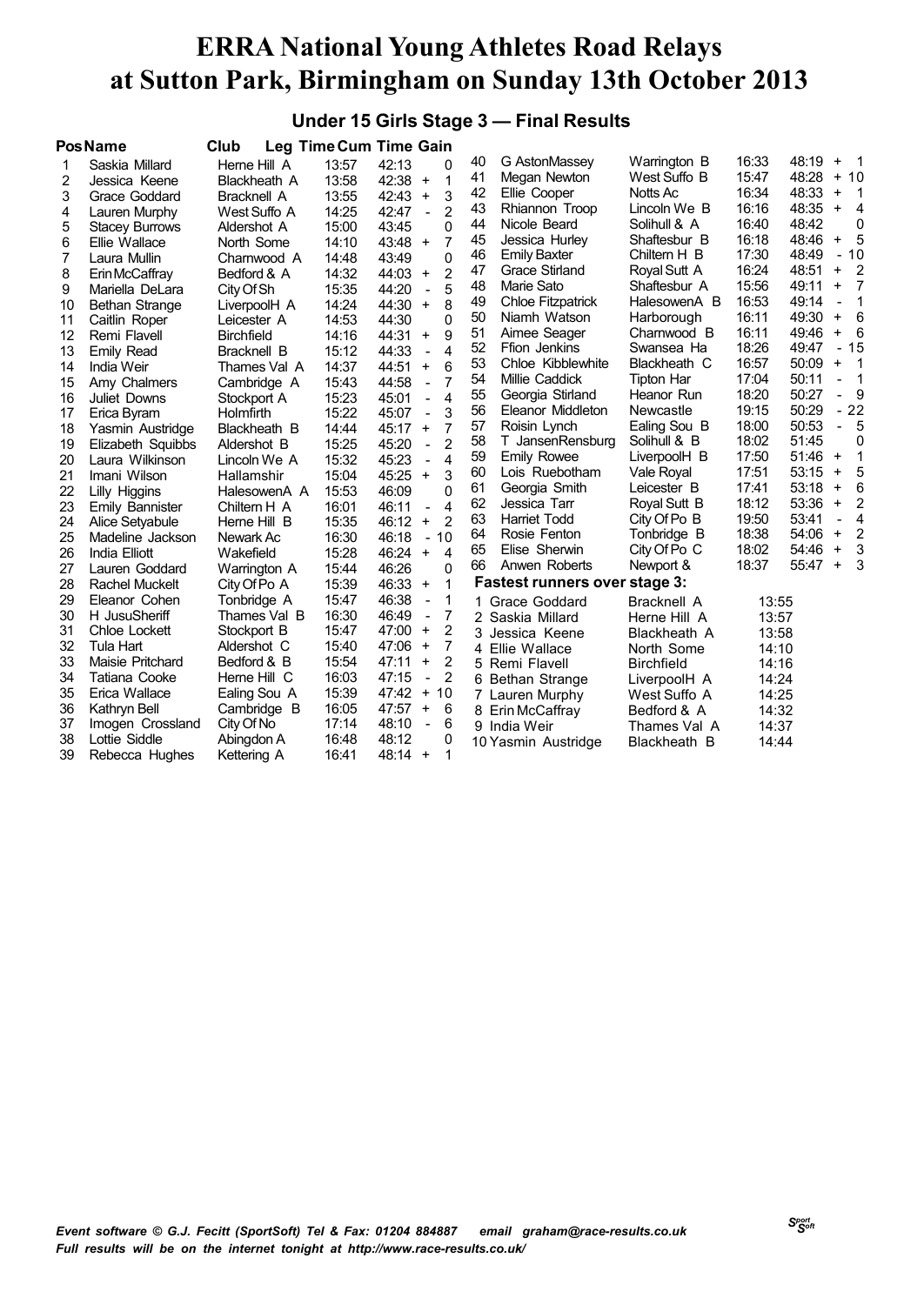# ERRA National Young Athletes Road Relays at Sutton Park, Birmingham on Sunday 13th October 2013

## Under 15 Girls Stage 3 — Final Results

| Pos | Name | Club | Leg Time | Cum Time | Gain |
|---|---|---|---|---|---|
| 1 | Saskia Millard | Herne Hill A | 13:57 | 42:13 | 0 |
| 2 | Jessica Keene | Blackheath A | 13:58 | 42:38 | + 1 |
| 3 | Grace Goddard | Bracknell A | 13:55 | 42:43 | + 3 |
| 4 | Lauren Murphy | West Suffo A | 14:25 | 42:47 | - 2 |
| 5 | Stacey Burrows | Aldershot A | 15:00 | 43:45 | 0 |
| 6 | Ellie Wallace | North Some | 14:10 | 43:48 | + 7 |
| 7 | Laura Mullin | Charnwood A | 14:48 | 43:49 | 0 |
| 8 | Erin McCaffray | Bedford & A | 14:32 | 44:03 | + 2 |
| 9 | Mariella DeLara | City Of Sh | 15:35 | 44:20 | - 5 |
| 10 | Bethan Strange | LiverpoolH A | 14:24 | 44:30 | + 8 |
| 11 | Caitlin Roper | Leicester A | 14:53 | 44:30 | 0 |
| 12 | Remi Flavell | Birchfield | 14:16 | 44:31 | + 9 |
| 13 | Emily Read | Bracknell B | 15:12 | 44:33 | - 4 |
| 14 | India Weir | Thames Val A | 14:37 | 44:51 | + 6 |
| 15 | Amy Chalmers | Cambridge A | 15:43 | 44:58 | - 7 |
| 16 | Juliet Downs | Stockport A | 15:23 | 45:01 | - 4 |
| 17 | Erica Byram | Holmfirth | 15:22 | 45:07 | - 3 |
| 18 | Yasmin Austridge | Blackheath B | 14:44 | 45:17 | + 7 |
| 19 | Elizabeth Squibbs | Aldershot B | 15:25 | 45:20 | - 2 |
| 20 | Laura Wilkinson | Lincoln We A | 15:32 | 45:23 | - 4 |
| 21 | Imani Wilson | Hallamshir | 15:04 | 45:25 | + 3 |
| 22 | Lilly Higgins | HalesowenA A | 15:53 | 46:09 | 0 |
| 23 | Emily Bannister | Chiltern H A | 16:01 | 46:11 | - 4 |
| 24 | Alice Setyabule | Herne Hill B | 15:35 | 46:12 | + 2 |
| 25 | Madeline Jackson | Newark Ac | 16:30 | 46:18 | - 10 |
| 26 | India Elliott | Wakefield | 15:28 | 46:24 | + 4 |
| 27 | Lauren Goddard | Warrington A | 15:44 | 46:26 | 0 |
| 28 | Rachel Muckelt | City Of Po A | 15:39 | 46:33 | + 1 |
| 29 | Eleanor Cohen | Tonbridge A | 15:47 | 46:38 | - 1 |
| 30 | H JusuSheriff | Thames Val B | 16:30 | 46:49 | - 7 |
| 31 | Chloe Lockett | Stockport B | 15:47 | 47:00 | + 2 |
| 32 | Tula Hart | Aldershot C | 15:40 | 47:06 | + 7 |
| 33 | Maisie Pritchard | Bedford & B | 15:54 | 47:11 | + 2 |
| 34 | Tatiana Cooke | Herne Hill C | 16:03 | 47:15 | - 2 |
| 35 | Erica Wallace | Ealing Sou A | 15:39 | 47:42 | + 10 |
| 36 | Kathryn Bell | Cambridge B | 16:05 | 47:57 | + 6 |
| 37 | Imogen Crossland | City Of No | 17:14 | 48:10 | - 6 |
| 38 | Lottie Siddle | Abingdon A | 16:48 | 48:12 | 0 |
| 39 | Rebecca Hughes | Kettering A | 16:41 | 48:14 | + 1 |
| 40 | G AstonMassey | Warrington B | 16:33 | 48:19 | + 1 |
| 41 | Megan Newton | West Suffo B | 15:47 | 48:28 | + 10 |
| 42 | Ellie Cooper | Notts Ac | 16:34 | 48:33 | + 1 |
| 43 | Rhiannon Troop | Lincoln We B | 16:16 | 48:35 | + 4 |
| 44 | Nicole Beard | Solihull & A | 16:40 | 48:42 | 0 |
| 45 | Jessica Hurley | Shaftesbur B | 16:18 | 48:46 | + 5 |
| 46 | Emily Baxter | Chiltern H B | 17:30 | 48:49 | - 10 |
| 47 | Grace Stirland | Royal Sutt A | 16:24 | 48:51 | + 2 |
| 48 | Marie Sato | Shaftesbur A | 15:56 | 49:11 | + 7 |
| 49 | Chloe Fitzpatrick | HalesowenA B | 16:53 | 49:14 | - 1 |
| 50 | Niamh Watson | Harborough | 16:11 | 49:30 | + 6 |
| 51 | Aimee Seager | Charnwood B | 16:11 | 49:46 | + 6 |
| 52 | Ffion Jenkins | Swansea Ha | 18:26 | 49:47 | - 15 |
| 53 | Chloe Kibblewhite | Blackheath C | 16:57 | 50:09 | + 1 |
| 54 | Millie Caddick | Tipton Har | 17:04 | 50:11 | - 1 |
| 55 | Georgia Stirland | Heanor Run | 18:20 | 50:27 | - 9 |
| 56 | Eleanor Middleton | Newcastle | 19:15 | 50:29 | - 22 |
| 57 | Roisin Lynch | Ealing Sou B | 18:00 | 50:53 | - 5 |
| 58 | T JansenRensburg | Solihull & B | 18:02 | 51:45 | 0 |
| 59 | Emily Rowee | LiverpoolH B | 17:50 | 51:46 | + 1 |
| 60 | Lois Ruebotham | Vale Royal | 17:51 | 53:15 | + 5 |
| 61 | Georgia Smith | Leicester B | 17:41 | 53:18 | + 6 |
| 62 | Jessica Tarr | Royal Sutt B | 18:12 | 53:36 | + 2 |
| 63 | Harriet Todd | City Of Po B | 19:50 | 53:41 | - 4 |
| 64 | Rosie Fenton | Tonbridge B | 18:38 | 54:06 | + 2 |
| 65 | Elise Sherwin | City Of Po C | 18:02 | 54:46 | + 3 |
| 66 | Anwen Roberts | Newport & | 18:37 | 55:47 | + 3 |

### Fastest runners over stage 3:

| | Name | Club | Time |
|---|---|---|---|
| 1 | Grace Goddard | Bracknell A | 13:55 |
| 2 | Saskia Millard | Herne Hill A | 13:57 |
| 3 | Jessica Keene | Blackheath A | 13:58 |
| 4 | Ellie Wallace | North Some | 14:10 |
| 5 | Remi Flavell | Birchfield | 14:16 |
| 6 | Bethan Strange | LiverpoolH A | 14:24 |
| 7 | Lauren Murphy | West Suffo A | 14:25 |
| 8 | Erin McCaffray | Bedford & A | 14:32 |
| 9 | India Weir | Thames Val A | 14:37 |
| 10 | Yasmin Austridge | Blackheath B | 14:44 |

*Event software © G.J. Fecitt (SportSoft) Tel & Fax: 01204 884887 email graham@race-results.co.uk*
*Full results will be on the internet tonight at http://www.race-results.co.uk/*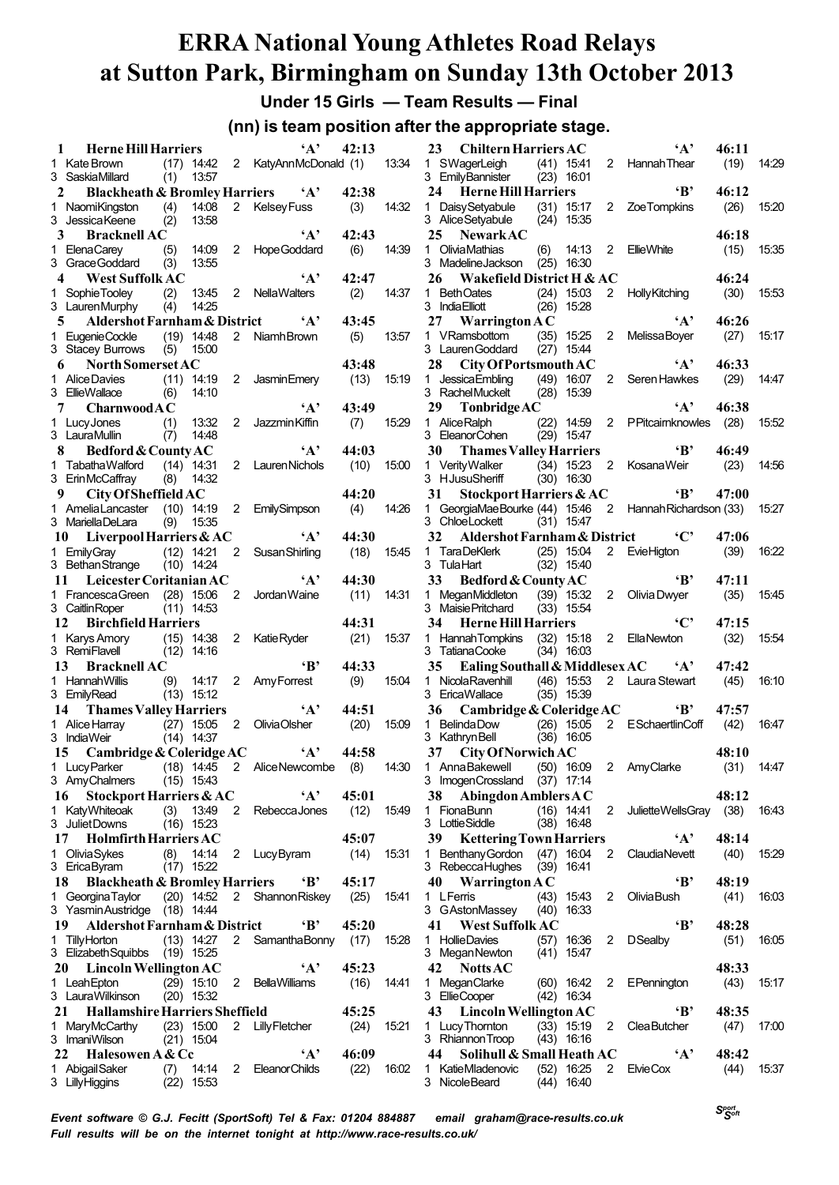# ERRA National Young Athletes Road Relays at Sutton Park, Birmingham on Sunday 13th October 2013

### Under 15 Girls — Team Results — Final

### (nn) is team position after the appropriate stage.

**1 Herne Hill Harriers 'A' 42:13**
1 Kate Brown (17) 14:42 2 KatyAnn McDonald (1) 13:34
3 Saskia Millard (1) 13:57

**2 Blackheath & Bromley Harriers 'A' 42:38**
1 Naomi Kingston (4) 14:08 2 Kelsey Fuss (3) 14:32
3 Jessica Keene (2) 13:58

**3 Bracknell AC 'A' 42:43**
1 Elena Carey (5) 14:09 2 Hope Goddard (6) 14:39
3 Grace Goddard (3) 13:55

**4 West Suffolk AC 'A' 42:47**
1 Sophie Tooley (2) 13:45 2 Nella Walters (2) 14:37
3 Lauren Murphy (4) 14:25

**5 Aldershot Farnham & District 'A' 43:45**
1 Eugenie Cockle (19) 14:48 2 Niamh Brown (5) 13:57
3 Stacey Burrows (5) 15:00

**6 North Somerset AC 43:48**
1 Alice Davies (11) 14:19 2 Jasmin Emery (13) 15:19
3 Ellie Wallace (6) 14:10

**7 Charnwood A C 'A' 43:49**
1 Lucy Jones (1) 13:32 2 Jazzmin Kiffin (7) 15:29
3 Laura Mullin (7) 14:48

**8 Bedford & County AC 'A' 44:03**
1 Tabatha Walford (14) 14:31 2 Lauren Nichols (10) 15:00
3 Erin McCaffray (8) 14:32

**9 City Of Sheffield AC 44:20**
1 Amelia Lancaster (10) 14:19 2 Emily Simpson (4) 14:26
3 Mariella De Lara (9) 15:35

**10 Liverpool Harriers & AC 'A' 44:30**
1 Emily Gray (12) 14:21 2 Susan Shirling (18) 15:45
3 Bethan Strange (10) 14:24

**11 Leicester Coritanian AC 'A' 44:30**
1 Francesca Green (28) 15:06 2 Jordan Waine (11) 14:31
3 Caitlin Roper (11) 14:53

**12 Birchfield Harriers 44:31**
1 Karys Amory (15) 14:38 2 Katie Ryder (21) 15:37
3 Remi Flavell (12) 14:16

**13 Bracknell AC 'B' 44:33**
1 Hannah Willis (9) 14:17 2 Amy Forrest (9) 15:04
3 Emily Read (13) 15:12

**14 Thames Valley Harriers 'A' 44:51**
1 Alice Harray (27) 15:05 2 Olivia Olsher (20) 15:09
3 India Weir (14) 14:37

**15 Cambridge & Coleridge AC 'A' 44:58**
1 Lucy Parker (18) 14:45 2 Alice Newcombe (8) 14:30
3 Amy Chalmers (15) 15:43

**16 Stockport Harriers & AC 'A' 45:01**
1 Katy Whiteoak (3) 13:49 2 Rebecca Jones (12) 15:49
3 Juliet Downs (16) 15:23

**17 Holmfirth Harriers AC 45:07**
1 Olivia Sykes (8) 14:14 2 Lucy Byram (14) 15:31
3 Erica Byram (17) 15:22

**18 Blackheath & Bromley Harriers 'B' 45:17**
1 Georgina Taylor (20) 14:52 2 Shannon Riskey (25) 15:41
3 Yasmin Austridge (18) 14:44

**19 Aldershot Farnham & District 'B' 45:20**
1 Tilly Horton (13) 14:27 2 Samantha Bonny (17) 15:28
3 Elizabeth Squibbs (19) 15:25

**20 Lincoln Wellington AC 'A' 45:23**
1 Leah Epton (29) 15:10 2 Bella Williams (16) 14:41
3 Laura Wilkinson (20) 15:32

**21 Hallamshire Harriers Sheffield 45:25**
1 Mary McCarthy (23) 15:00 2 Lilly Fletcher (24) 15:21
3 Imani Wilson (21) 15:04

**22 Halesowen A & Cc 'A' 46:09**
1 Abigail Saker (7) 14:14 2 Eleanor Childs (22) 16:02
3 Lilly Higgins (22) 15:53

**23 Chiltern Harriers AC 'A' 46:11**
1 S Wager Leigh (41) 15:41 2 Hannah Thear (19) 14:29
3 Emily Bannister (23) 16:01

**24 Herne Hill Harriers 'B' 46:12**
1 Daisy Setyabule (31) 15:17 2 Zoe Tompkins (26) 15:20
3 Alice Setyabule (24) 15:35

**25 Newark AC 46:18**
1 Olivia Mathias (6) 14:13 2 Ellie White (15) 15:35
3 Madeline Jackson (25) 16:30

**26 Wakefield District H & AC 46:24**
1 Beth Oates (24) 15:03 2 Holly Kitching (30) 15:53
3 India Elliott (26) 15:28

**27 Warrington A C 'A' 46:26**
1 V Ramsbottom (35) 15:25 2 Melissa Boyer (27) 15:17
3 Lauren Goddard (27) 15:44

**28 City Of Portsmouth AC 'A' 46:33**
1 Jessica Embling (49) 16:07 2 Seren Hawkes (29) 14:47
3 Rachel Muckelt (28) 15:39

**29 Tonbridge AC 'A' 46:38**
1 Alice Ralph (22) 14:59 2 P Pitcairnknowles (28) 15:52
3 Eleanor Cohen (29) 15:47

**30 Thames Valley Harriers 'B' 46:49**
1 Verity Walker (34) 15:23 2 Kosana Weir (23) 14:56
3 H Jusu Sheriff (30) 16:30

**31 Stockport Harriers & AC 'B' 47:00**
1 Georgia Mae Bourke (44) 15:46 2 Hannah Richardson (33) 15:27
3 Chloe Lockett (31) 15:47

**32 Aldershot Farnham & District 'C' 47:06**
1 Tara De Klerk (25) 15:04 2 Evie Higton (39) 16:22
3 Tula Hart (32) 15:40

**33 Bedford & County AC 'B' 47:11**
1 Megan Middleton (39) 15:32 2 Olivia Dwyer (35) 15:45
3 Maisie Pritchard (33) 15:54

**34 Herne Hill Harriers 'C' 47:15**
1 Hannah Tompkins (32) 15:18 2 Ella Newton (32) 15:54
3 Tatiana Cooke (34) 16:03

**35 Ealing Southall & Middlesex AC 'A' 47:42**
1 Nicola Ravenhill (46) 15:53 2 Laura Stewart (45) 16:10
3 Erica Wallace (35) 15:39

**36 Cambridge & Coleridge AC 'B' 47:57**
1 Belinda Dow (26) 15:05 2 E Schaertlin Coff (42) 16:47
3 Kathryn Bell (36) 16:05

**37 City Of Norwich AC 48:10**
1 Anna Bakewell (50) 16:09 2 Amy Clarke (31) 14:47
3 Imogen Crossland (37) 17:14

**38 Abingdon Amblers A C 48:12**
1 Fiona Bunn (16) 14:41 2 Juliette Wells Gray (38) 16:43
3 Lottie Siddle (38) 16:48

**39 Kettering Town Harriers 'A' 48:14**
1 Benthany Gordon (47) 16:04 2 Claudia Nevett (40) 15:29
3 Rebecca Hughes (39) 16:41

**40 Warrington A C 'B' 48:19**
1 L Ferris (43) 15:43 2 Olivia Bush (41) 16:03
3 G Aston Massey (40) 16:33

**41 West Suffolk AC 'B' 48:28**
1 Hollie Davies (57) 16:36 2 D Sealby (51) 16:05
3 Megan Newton (41) 15:47

**42 Notts AC 48:33**
1 Megan Clarke (60) 16:42 2 E Pennington (43) 15:17
3 Ellie Cooper (42) 16:34

**43 Lincoln Wellington AC 'B' 48:35**
1 Lucy Thornton (33) 15:19 2 Clea Butcher (47) 17:00
3 Rhiannon Troop (43) 16:16

**44 Solihull & Small Heath AC 'A' 48:42**
1 Katie Mladenovic (52) 16:25 2 Elvie Cox (44) 15:37
3 Nicole Beard (44) 16:40

*Event software © G.J. Fecitt (SportSoft) Tel & Fax: 01204 884887 email graham@race-results.co.uk*
*Full results will be on the internet tonight at http://www.race-results.co.uk/*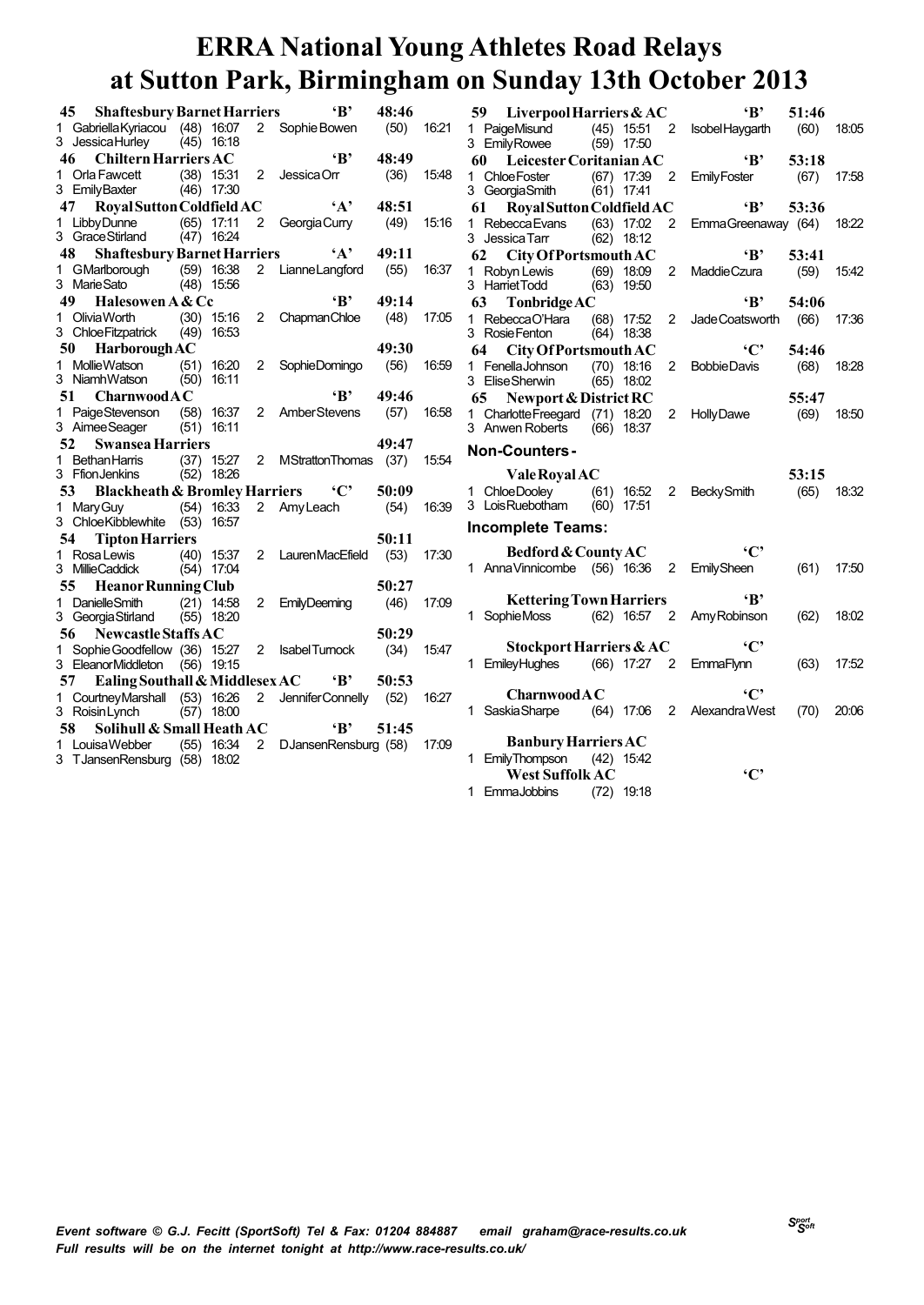# ERRA National Young Athletes Road Relays at Sutton Park, Birmingham on Sunday 13th October 2013

| Pos | Team | | | | | Time | |
|---|---|---|---|---|---|---|---|
| 45 | **Shaftesbury Barnet Harriers** | | | 'B' | | **48:46** | |
| 1 | Gabriella Kyriacou | (48) | 16:07 | 2 | Sophie Bowen | (50) | 16:21 |
| 3 | Jessica Hurley | (45) | 16:18 | | | | |
| 46 | **Chiltern Harriers AC** | | | 'B' | | **48:49** | |
| 1 | Orla Fawcett | (38) | 15:31 | 2 | Jessica Orr | (36) | 15:48 |
| 3 | Emily Baxter | (46) | 17:30 | | | | |
| 47 | **Royal Sutton Coldfield AC** | | | 'A' | | **48:51** | |
| 1 | Libby Dunne | (65) | 17:11 | 2 | Georgia Curry | (49) | 15:16 |
| 3 | Grace Stirland | (47) | 16:24 | | | | |
| 48 | **Shaftesbury Barnet Harriers** | | | 'A' | | **49:11** | |
| 1 | G Marlborough | (59) | 16:38 | 2 | Lianne Langford | (55) | 16:37 |
| 3 | Marie Sato | (48) | 15:56 | | | | |
| 49 | **Halesowen A & Cc** | | | 'B' | | **49:14** | |
| 1 | Olivia Worth | (30) | 15:16 | 2 | Chapman Chloe | (48) | 17:05 |
| 3 | Chloe Fitzpatrick | (49) | 16:53 | | | | |
| 50 | **Harborough AC** | | | | | **49:30** | |
| 1 | Mollie Watson | (51) | 16:20 | 2 | Sophie Domingo | (56) | 16:59 |
| 3 | Niamh Watson | (50) | 16:11 | | | | |
| 51 | **Charnwood A C** | | | 'B' | | **49:46** | |
| 1 | Paige Stevenson | (58) | 16:37 | 2 | Amber Stevens | (57) | 16:58 |
| 3 | Aimee Seager | (51) | 16:11 | | | | |
| 52 | **Swansea Harriers** | | | | | **49:47** | |
| 1 | Bethan Harris | (37) | 15:27 | 2 | M Stratton Thomas | (37) | 15:54 |
| 3 | Ffion Jenkins | (52) | 18:26 | | | | |
| 53 | **Blackheath & Bromley Harriers** | | | 'C' | | **50:09** | |
| 1 | Mary Guy | (54) | 16:33 | 2 | Amy Leach | (54) | 16:39 |
| 3 | Chloe Kibblewhite | (53) | 16:57 | | | | |
| 54 | **Tipton Harriers** | | | | | **50:11** | |
| 1 | Rosa Lewis | (40) | 15:37 | 2 | Lauren MacEfield | (53) | 17:30 |
| 3 | Millie Caddick | (54) | 17:04 | | | | |
| 55 | **Heanor Running Club** | | | | | **50:27** | |
| 1 | Danielle Smith | (21) | 14:58 | 2 | Emily Deeming | (46) | 17:09 |
| 3 | Georgia Stirland | (55) | 18:20 | | | | |
| 56 | **Newcastle Staffs AC** | | | | | **50:29** | |
| 1 | Sophie Goodfellow | (36) | 15:27 | 2 | Isabel Turnock | (34) | 15:47 |
| 3 | Eleanor Middleton | (56) | 19:15 | | | | |
| 57 | **Ealing Southall & Middlesex AC** | | | 'B' | | **50:53** | |
| 1 | Courtney Marshall | (53) | 16:26 | 2 | Jennifer Connelly | (52) | 16:27 |
| 3 | Roisin Lynch | (57) | 18:00 | | | | |
| 58 | **Solihull & Small Heath AC** | | | 'B' | | **51:45** | |
| 1 | Louisa Webber | (55) | 16:34 | 2 | D Jansen Rensburg | (58) | 17:09 |
| 3 | T Jansen Rensburg | (58) | 18:02 | | | | |
| 59 | **Liverpool Harriers & AC** | | | 'B' | | **51:46** | |
| 1 | Paige Misund | (45) | 15:51 | 2 | Isobel Haygarth | (60) | 18:05 |
| 3 | Emily Rowee | (59) | 17:50 | | | | |
| 60 | **Leicester Coritanian AC** | | | 'B' | | **53:18** | |
| 1 | Chloe Foster | (67) | 17:39 | 2 | Emily Foster | (67) | 17:58 |
| 3 | Georgia Smith | (61) | 17:41 | | | | |
| 61 | **Royal Sutton Coldfield AC** | | | 'B' | | **53:36** | |
| 1 | Rebecca Evans | (63) | 17:02 | 2 | Emma Greenaway | (64) | 18:22 |
| 3 | Jessica Tarr | (62) | 18:12 | | | | |
| 62 | **City Of Portsmouth AC** | | | 'B' | | **53:41** | |
| 1 | Robyn Lewis | (69) | 18:09 | 2 | Maddie Czura | (59) | 15:42 |
| 3 | Harriet Todd | (63) | 19:50 | | | | |
| 63 | **Tonbridge AC** | | | 'B' | | **54:06** | |
| 1 | Rebecca O'Hara | (68) | 17:52 | 2 | Jade Coatsworth | (66) | 17:36 |
| 3 | Rosie Fenton | (64) | 18:38 | | | | |
| 64 | **City Of Portsmouth AC** | | | 'C' | | **54:46** | |
| 1 | Fenella Johnson | (70) | 18:16 | 2 | Bobbie Davis | (68) | 18:28 |
| 3 | Elise Sherwin | (65) | 18:02 | | | | |
| 65 | **Newport & District RC** | | | | | **55:47** | |
| 1 | Charlotte Freegard | (71) | 18:20 | 2 | Holly Dawe | (69) | 18:50 |
| 3 | Anwen Roberts | (66) | 18:37 | | | | |

## Non-Counters -

| Pos | Team | | | | | Time | |
|---|---|---|---|---|---|---|---|
| | **Vale Royal AC** | | | | | **53:15** | |
| 1 | Chloe Dooley | (61) | 16:52 | 2 | Becky Smith | (65) | 18:32 |
| 3 | Lois Ruebotham | (60) | 17:51 | | | | |

## Incomplete Teams:

| Pos | Team | | | | | | |
|---|---|---|---|---|---|---|---|
| | **Bedford & County AC** | | | 'C' | | | |
| 1 | Anna Vinnicombe | (56) | 16:36 | 2 | Emily Sheen | (61) | 17:50 |
| | **Kettering Town Harriers** | | | 'B' | | | |
| 1 | Sophie Moss | (62) | 16:57 | 2 | Amy Robinson | (62) | 18:02 |
| | **Stockport Harriers & AC** | | | 'C' | | | |
| 1 | Emiley Hughes | (66) | 17:27 | 2 | Emma Flynn | (63) | 17:52 |
| | **Charnwood A C** | | | 'C' | | | |
| 1 | Saskia Sharpe | (64) | 17:06 | 2 | Alexandra West | (70) | 20:06 |
| | **Banbury Harriers AC** | | | | | | |
| 1 | Emily Thompson | (42) | 15:42 | | | | |
| | **West Suffolk AC** | | | 'C' | | | |
| 1 | Emma Jobbins | (72) | 19:18 | | | | |

*Event software © G.J. Fecitt (SportSoft) Tel & Fax: 01204 884887 email graham@race-results.co.uk*
*Full results will be on the internet tonight at http://www.race-results.co.uk/*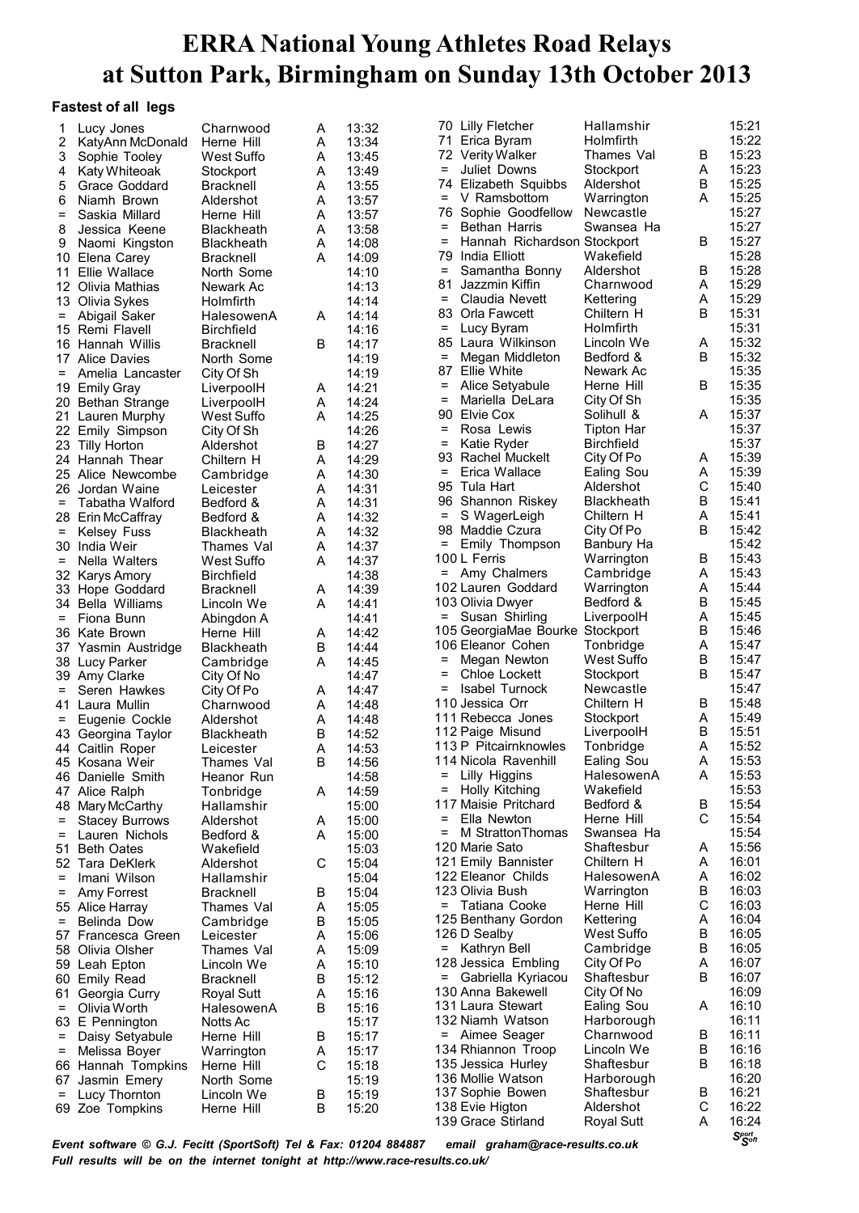# ERRA National Young Athletes Road Relays at Sutton Park, Birmingham on Sunday 13th October 2013

### Fastest of all legs

| Pos | Name | Club | Team | Time |
|---|---|---|---|---|
| 1 | Lucy Jones | Charnwood | A | 13:32 |
| 2 | KatyAnn McDonald | Herne Hill | A | 13:34 |
| 3 | Sophie Tooley | West Suffo | A | 13:45 |
| 4 | Katy Whiteoak | Stockport | A | 13:49 |
| 5 | Grace Goddard | Bracknell | A | 13:55 |
| 6 | Niamh Brown | Aldershot | A | 13:57 |
| = | Saskia Millard | Herne Hill | A | 13:57 |
| 8 | Jessica Keene | Blackheath | A | 13:58 |
| 9 | Naomi Kingston | Blackheath | A | 14:08 |
| 10 | Elena Carey | Bracknell | A | 14:09 |
| 11 | Ellie Wallace | North Some | | 14:10 |
| 12 | Olivia Mathias | Newark Ac | | 14:13 |
| 13 | Olivia Sykes | Holmfirth | | 14:14 |
| = | Abigail Saker | HalesowenA | A | 14:14 |
| 15 | Remi Flavell | Birchfield | | 14:16 |
| 16 | Hannah Willis | Bracknell | B | 14:17 |
| 17 | Alice Davies | North Some | | 14:19 |
| = | Amelia Lancaster | City Of Sh | | 14:19 |
| 19 | Emily Gray | LiverpoolH | A | 14:21 |
| 20 | Bethan Strange | LiverpoolH | A | 14:24 |
| 21 | Lauren Murphy | West Suffo | A | 14:25 |
| 22 | Emily Simpson | City Of Sh | | 14:26 |
| 23 | Tilly Horton | Aldershot | B | 14:27 |
| 24 | Hannah Thear | Chiltern H | A | 14:29 |
| 25 | Alice Newcombe | Cambridge | A | 14:30 |
| 26 | Jordan Waine | Leicester | A | 14:31 |
| = | Tabatha Walford | Bedford & | A | 14:31 |
| 28 | Erin McCaffray | Bedford & | A | 14:32 |
| = | Kelsey Fuss | Blackheath | A | 14:32 |
| 30 | India Weir | Thames Val | A | 14:37 |
| = | Nella Walters | West Suffo | A | 14:37 |
| 32 | Karys Amory | Birchfield | | 14:38 |
| 33 | Hope Goddard | Bracknell | A | 14:39 |
| 34 | Bella Williams | Lincoln We | A | 14:41 |
| = | Fiona Bunn | Abingdon A | | 14:41 |
| 36 | Kate Brown | Herne Hill | A | 14:42 |
| 37 | Yasmin Austridge | Blackheath | B | 14:44 |
| 38 | Lucy Parker | Cambridge | A | 14:45 |
| 39 | Amy Clarke | City Of No | | 14:47 |
| = | Seren Hawkes | City Of Po | A | 14:47 |
| 41 | Laura Mullin | Charnwood | A | 14:48 |
| = | Eugenie Cockle | Aldershot | A | 14:48 |
| 43 | Georgina Taylor | Blackheath | B | 14:52 |
| 44 | Caitlin Roper | Leicester | A | 14:53 |
| 45 | Kosana Weir | Thames Val | B | 14:56 |
| 46 | Danielle Smith | Heanor Run | | 14:58 |
| 47 | Alice Ralph | Tonbridge | A | 14:59 |
| 48 | Mary McCarthy | Hallamshir | | 15:00 |
| = | Stacey Burrows | Aldershot | A | 15:00 |
| = | Lauren Nichols | Bedford & | A | 15:00 |
| 51 | Beth Oates | Wakefield | | 15:03 |
| 52 | Tara DeKlerk | Aldershot | C | 15:04 |
| = | Imani Wilson | Hallamshir | | 15:04 |
| = | Amy Forrest | Bracknell | B | 15:04 |
| 55 | Alice Harray | Thames Val | A | 15:05 |
| = | Belinda Dow | Cambridge | B | 15:05 |
| 57 | Francesca Green | Leicester | A | 15:06 |
| 58 | Olivia Olsher | Thames Val | A | 15:09 |
| 59 | Leah Epton | Lincoln We | A | 15:10 |
| 60 | Emily Read | Bracknell | B | 15:12 |
| 61 | Georgia Curry | Royal Sutt | A | 15:16 |
| = | Olivia Worth | HalesowenA | B | 15:16 |
| 63 | E Pennington | Notts Ac | | 15:17 |
| = | Daisy Setyabule | Herne Hill | B | 15:17 |
| = | Melissa Boyer | Warrington | A | 15:17 |
| 66 | Hannah Tompkins | Herne Hill | C | 15:18 |
| 67 | Jasmin Emery | North Some | | 15:19 |
| = | Lucy Thornton | Lincoln We | B | 15:19 |
| 69 | Zoe Tompkins | Herne Hill | B | 15:20 |
| 70 | Lilly Fletcher | Hallamshir | | 15:21 |
| 71 | Erica Byram | Holmfirth | | 15:22 |
| 72 | Verity Walker | Thames Val | B | 15:23 |
| = | Juliet Downs | Stockport | A | 15:23 |
| 74 | Elizabeth Squibbs | Aldershot | B | 15:25 |
| = | V Ramsbottom | Warrington | A | 15:25 |
| 76 | Sophie Goodfellow | Newcastle | | 15:27 |
| = | Bethan Harris | Swansea Ha | | 15:27 |
| = | Hannah Richardson | Stockport | B | 15:27 |
| 79 | India Elliott | Wakefield | | 15:28 |
| = | Samantha Bonny | Aldershot | B | 15:28 |
| 81 | Jazzmin Kiffin | Charnwood | A | 15:29 |
| = | Claudia Nevett | Kettering | A | 15:29 |
| 83 | Orla Fawcett | Chiltern H | B | 15:31 |
| = | Lucy Byram | Holmfirth | | 15:31 |
| 85 | Laura Wilkinson | Lincoln We | A | 15:32 |
| = | Megan Middleton | Bedford & | B | 15:32 |
| 87 | Ellie White | Newark Ac | | 15:35 |
| = | Alice Setyabule | Herne Hill | B | 15:35 |
| = | Mariella DeLara | City Of Sh | | 15:35 |
| 90 | Elvie Cox | Solihull & | A | 15:37 |
| = | Rosa Lewis | Tipton Har | | 15:37 |
| = | Katie Ryder | Birchfield | | 15:37 |
| 93 | Rachel Muckelt | City Of Po | A | 15:39 |
| = | Erica Wallace | Ealing Sou | A | 15:39 |
| 95 | Tula Hart | Aldershot | C | 15:40 |
| 96 | Shannon Riskey | Blackheath | B | 15:41 |
| = | S WagerLeigh | Chiltern H | A | 15:41 |
| 98 | Maddie Czura | City Of Po | B | 15:42 |
| = | Emily Thompson | Banbury Ha | | 15:42 |
| 100 | L Ferris | Warrington | B | 15:43 |
| = | Amy Chalmers | Cambridge | A | 15:43 |
| 102 | Lauren Goddard | Warrington | A | 15:44 |
| 103 | Olivia Dwyer | Bedford & | B | 15:45 |
| = | Susan Shirling | LiverpoolH | A | 15:45 |
| 105 | GeorgiaMae Bourke | Stockport | B | 15:46 |
| 106 | Eleanor Cohen | Tonbridge | A | 15:47 |
| = | Megan Newton | West Suffo | B | 15:47 |
| = | Chloe Lockett | Stockport | B | 15:47 |
| = | Isabel Turnock | Newcastle | | 15:47 |
| 110 | Jessica Orr | Chiltern H | B | 15:48 |
| 111 | Rebecca Jones | Stockport | A | 15:49 |
| 112 | Paige Misund | LiverpoolH | B | 15:51 |
| 113 | P Pitcairnknowles | Tonbridge | A | 15:52 |
| 114 | Nicola Ravenhill | Ealing Sou | A | 15:53 |
| = | Lilly Higgins | HalesowenA | A | 15:53 |
| = | Holly Kitching | Wakefield | | 15:53 |
| 117 | Maisie Pritchard | Bedford & | B | 15:54 |
| = | Ella Newton | Herne Hill | C | 15:54 |
| = | M StrattonThomas | Swansea Ha | | 15:54 |
| 120 | Marie Sato | Shaftesbur | A | 15:56 |
| 121 | Emily Bannister | Chiltern H | A | 16:01 |
| 122 | Eleanor Childs | HalesowenA | A | 16:02 |
| 123 | Olivia Bush | Warrington | B | 16:03 |
| = | Tatiana Cooke | Herne Hill | C | 16:03 |
| 125 | Benthany Gordon | Kettering | A | 16:04 |
| 126 | D Sealby | West Suffo | B | 16:05 |
| = | Kathryn Bell | Cambridge | B | 16:05 |
| 128 | Jessica Embling | City Of Po | A | 16:07 |
| = | Gabriella Kyriacou | Shaftesbur | B | 16:07 |
| 130 | Anna Bakewell | City Of No | | 16:09 |
| 131 | Laura Stewart | Ealing Sou | A | 16:10 |
| 132 | Niamh Watson | Harborough | | 16:11 |
| = | Aimee Seager | Charnwood | B | 16:11 |
| 134 | Rhiannon Troop | Lincoln We | B | 16:16 |
| 135 | Jessica Hurley | Shaftesbur | B | 16:18 |
| 136 | Mollie Watson | Harborough | | 16:20 |
| 137 | Sophie Bowen | Shaftesbur | B | 16:21 |
| 138 | Evie Higton | Aldershot | C | 16:22 |
| 139 | Grace Stirland | Royal Sutt | A | 16:24 |

*Event software © G.J. Fecitt (SportSoft) Tel & Fax: 01204 884887 email graham@race-results.co.uk*
*Full results will be on the internet tonight at http://www.race-results.co.uk/*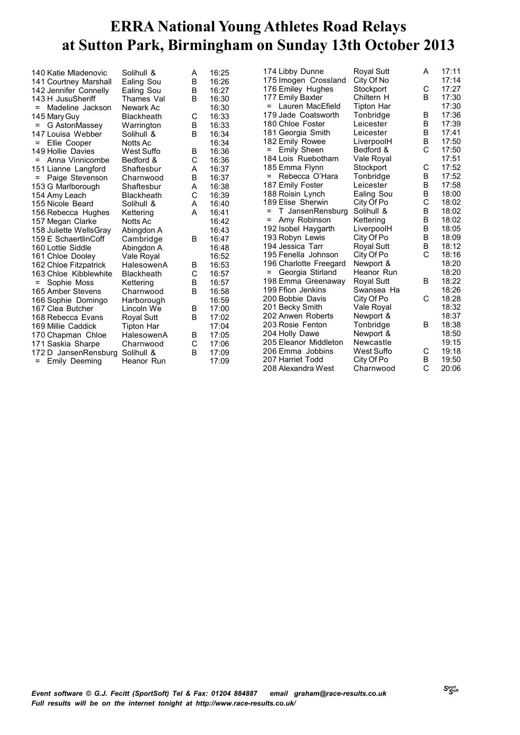# ERRA National Young Athletes Road Relays at Sutton Park, Birmingham on Sunday 13th October 2013

| | | | |
|---|---|---|---|
| 140 Katie Mladenovic | Solihull & | A | 16:25 |
| 141 Courtney Marshall | Ealing Sou | B | 16:26 |
| 142 Jennifer Connelly | Ealing Sou | B | 16:27 |
| 143 H JusuSheriff | Thames Val | B | 16:30 |
| = Madeline Jackson | Newark Ac | | 16:30 |
| 145 Mary Guy | Blackheath | C | 16:33 |
| = G AstonMassey | Warrington | B | 16:33 |
| 147 Louisa Webber | Solihull & | B | 16:34 |
| = Ellie Cooper | Notts Ac | | 16:34 |
| 149 Hollie Davies | West Suffo | B | 16:36 |
| = Anna Vinnicombe | Bedford & | C | 16:36 |
| 151 Lianne Langford | Shaftesbur | A | 16:37 |
| = Paige Stevenson | Charnwood | B | 16:37 |
| 153 G Marlborough | Shaftesbur | A | 16:38 |
| 154 Amy Leach | Blackheath | C | 16:39 |
| 155 Nicole Beard | Solihull & | A | 16:40 |
| 156 Rebecca Hughes | Kettering | A | 16:41 |
| 157 Megan Clarke | Notts Ac | | 16:42 |
| 158 Juliette WellsGray | Abingdon A | | 16:43 |
| 159 E SchaertlinCoff | Cambridge | B | 16:47 |
| 160 Lottie Siddle | Abingdon A | | 16:48 |
| 161 Chloe Dooley | Vale Royal | | 16:52 |
| 162 Chloe Fitzpatrick | HalesowenA | B | 16:53 |
| 163 Chloe Kibblewhite | Blackheath | C | 16:57 |
| = Sophie Moss | Kettering | B | 16:57 |
| 165 Amber Stevens | Charnwood | B | 16:58 |
| 166 Sophie Domingo | Harborough | | 16:59 |
| 167 Clea Butcher | Lincoln We | B | 17:00 |
| 168 Rebecca Evans | Royal Sutt | B | 17:02 |
| 169 Millie Caddick | Tipton Har | | 17:04 |
| 170 Chapman Chloe | HalesowenA | B | 17:05 |
| 171 Saskia Sharpe | Charnwood | C | 17:06 |
| 172 D JansenRensburg | Solihull & | B | 17:09 |
| = Emily Deeming | Heanor Run | | 17:09 |
| 174 Libby Dunne | Royal Sutt | A | 17:11 |
| 175 Imogen Crossland | City Of No | | 17:14 |
| 176 Emiley Hughes | Stockport | C | 17:27 |
| 177 Emily Baxter | Chiltern H | B | 17:30 |
| = Lauren MacEfield | Tipton Har | | 17:30 |
| 179 Jade Coatsworth | Tonbridge | B | 17:36 |
| 180 Chloe Foster | Leicester | B | 17:39 |
| 181 Georgia Smith | Leicester | B | 17:41 |
| 182 Emily Rowee | LiverpoolH | B | 17:50 |
| = Emily Sheen | Bedford & | C | 17:50 |
| 184 Lois Ruebotham | Vale Royal | | 17:51 |
| 185 Emma Flynn | Stockport | C | 17:52 |
| = Rebecca O'Hara | Tonbridge | B | 17:52 |
| 187 Emily Foster | Leicester | B | 17:58 |
| 188 Roisin Lynch | Ealing Sou | B | 18:00 |
| 189 Elise Sherwin | City Of Po | C | 18:02 |
| = T JansenRensburg | Solihull & | B | 18:02 |
| = Amy Robinson | Kettering | B | 18:02 |
| 192 Isobel Haygarth | LiverpoolH | B | 18:05 |
| 193 Robyn Lewis | City Of Po | B | 18:09 |
| 194 Jessica Tarr | Royal Sutt | B | 18:12 |
| 195 Fenella Johnson | City Of Po | C | 18:16 |
| 196 Charlotte Freegard | Newport & | | 18:20 |
| = Georgia Stirland | Heanor Run | | 18:20 |
| 198 Emma Greenaway | Royal Sutt | B | 18:22 |
| 199 Ffion Jenkins | Swansea Ha | | 18:26 |
| 200 Bobbie Davis | City Of Po | C | 18:28 |
| 201 Becky Smith | Vale Royal | | 18:32 |
| 202 Anwen Roberts | Newport & | | 18:37 |
| 203 Rosie Fenton | Tonbridge | B | 18:38 |
| 204 Holly Dawe | Newport & | | 18:50 |
| 205 Eleanor Middleton | Newcastle | | 19:15 |
| 206 Emma Jobbins | West Suffo | C | 19:18 |
| 207 Harriet Todd | City Of Po | B | 19:50 |
| 208 Alexandra West | Charnwood | C | 20:06 |

*Event software © G.J. Fecitt (SportSoft) Tel & Fax: 01204 884887 email graham@race-results.co.uk*
*Full results will be on the internet tonight at http://www.race-results.co.uk/*